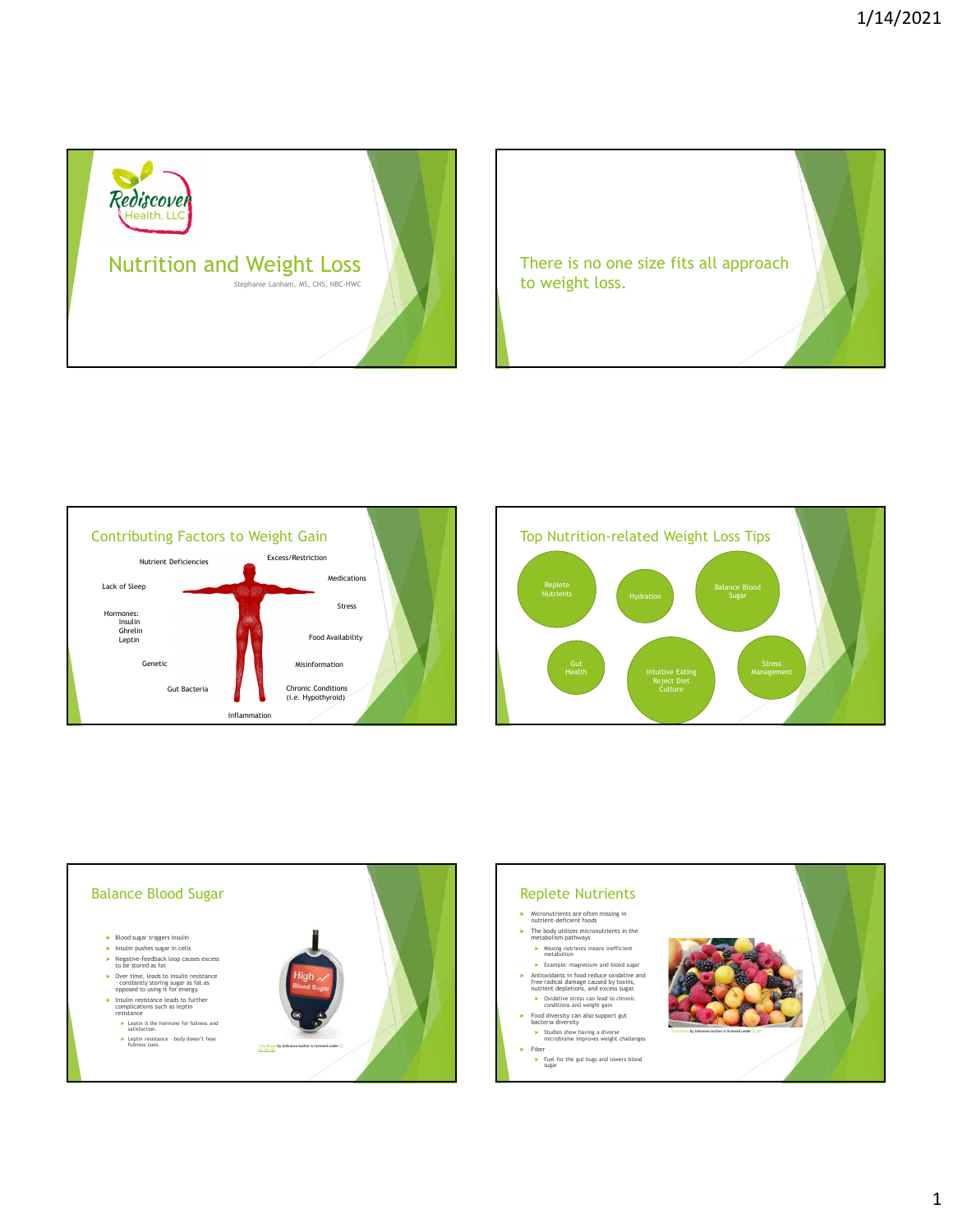## Nutrition and Weight Loss

Rediscover Health, LLC

Stephanie Lanham, MS, CNS, NBC-HWC

---

## There is no one size fits all approach to weight loss.

---

## Contributing Factors to Weight Gain

- Nutrient Deficiencies
- Excess/Restriction
- Lack of Sleep
- Medications
- Hormones:
  - Insulin
  - Ghrelin
  - Leptin
- Stress
- Food Availability
- Genetic
- Misinformation
- Gut Bacteria
- Chronic Conditions (i.e. Hypothyroid)
- Inflammation

---

## Top Nutrition-related Weight Loss Tips

- Replete Nutrients
- Hydration
- Balance Blood Sugar
- Gut Health
- Intuitive Eating Reject Diet Culture
- Stress Management

---

## Balance Blood Sugar

- Blood sugar triggers insulin
- Insulin pushes sugar in cells
- Negative-feedback loop causes excess to be stored as fat
- Over time, leads to insulin resistance – constantly storing sugar as fat as opposed to using it for energy.
- Insulin resistance leads to further complications such as leptin resistance
  - Leptin is the hormone for fullness and satisfaction.
  - Leptin resistance – body doesn't hear fullness cues.

This Photo by Unknown Author is licensed under CC BY-NC-ND

---

## Replete Nutrients

- Micronutrients are often missing in nutrient-deficient foods
- The body utilizes micronutrients in the metabolism pathways
  - Missing nutrients means inefficient metabolism
  - Example: magnesium and blood sugar
- Antioxidants in food reduce oxidative and free radical damage caused by toxins, nutrient depletions, and excess sugar.
  - Oxidative stress can lead to chronic conditions and weight gain
- Food diversity can also support gut bacteria diversity
  - Studies show having a diverse microbiome improves weight challenges
- Fiber
  - Fuel for the gut bugs and lowers blood sugar

This Photo by Unknown Author is licensed under CC BY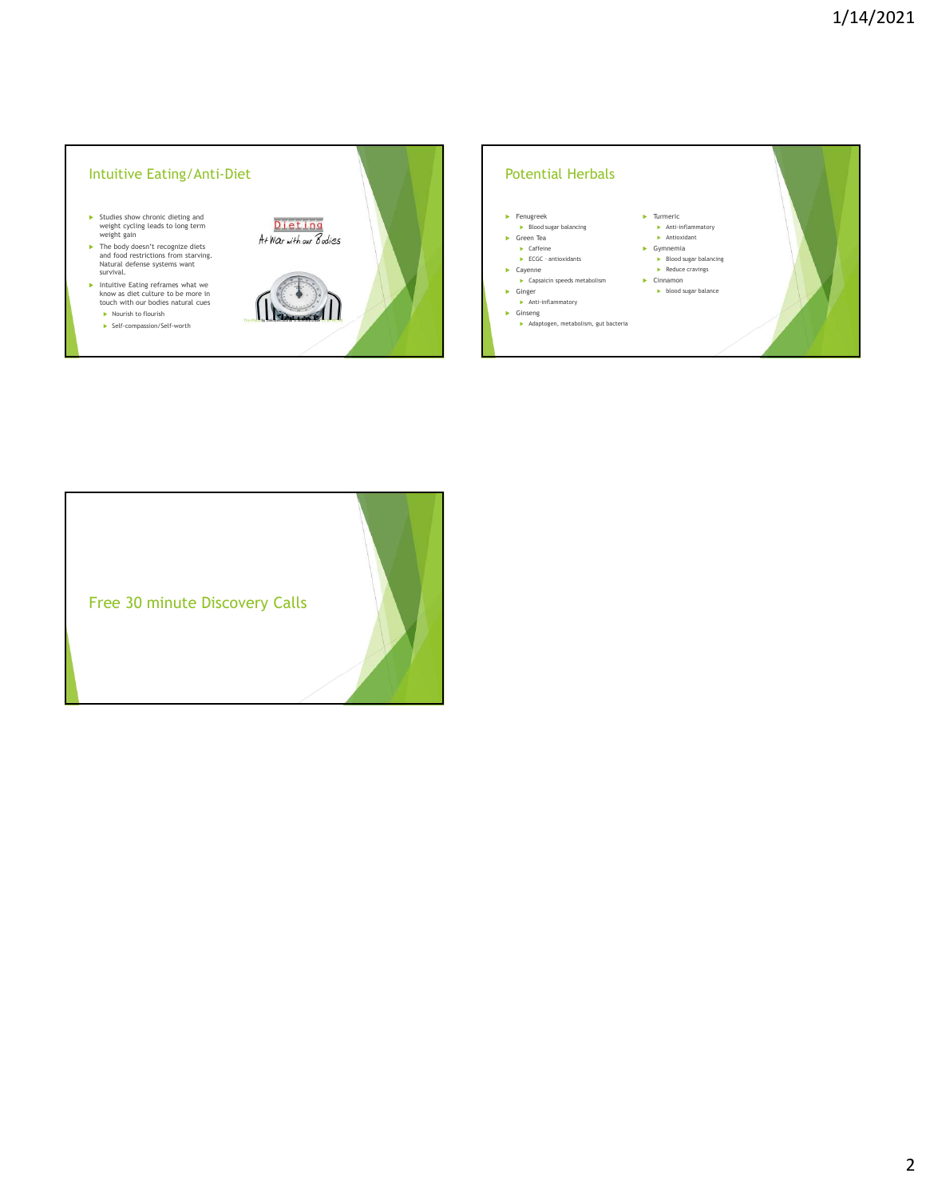## Intuitive Eating/Anti-Diet

- Studies show chronic dieting and weight cycling leads to long term weight gain
- The body doesn't recognize diets and food restrictions from starving. Natural defense systems want survival.
- Intuitive Eating reframes what we know as diet culture to be more in touch with our bodies natural cues
  - Nourish to flourish
  - Self-compassion/Self-worth

Dieting

At War with our Bodies

## Potential Herbals

- Fenugreek
  - Blood sugar balancing
- Green Tea
  - Caffeine
  - ECGC – antioxidants
- Cayenne
  - Capsaicin speeds metabolism
- Ginger
  - Anti-inflammatory
- Ginseng
  - Adaptogen, metabolism, gut bacteria
- Turmeric
  - Anti-inflammatory
  - Antioxidant
- Gymnemia
  - Blood sugar balancing
  - Reduce cravings
- Cinnamon
  - blood sugar balance

## Free 30 minute Discovery Calls